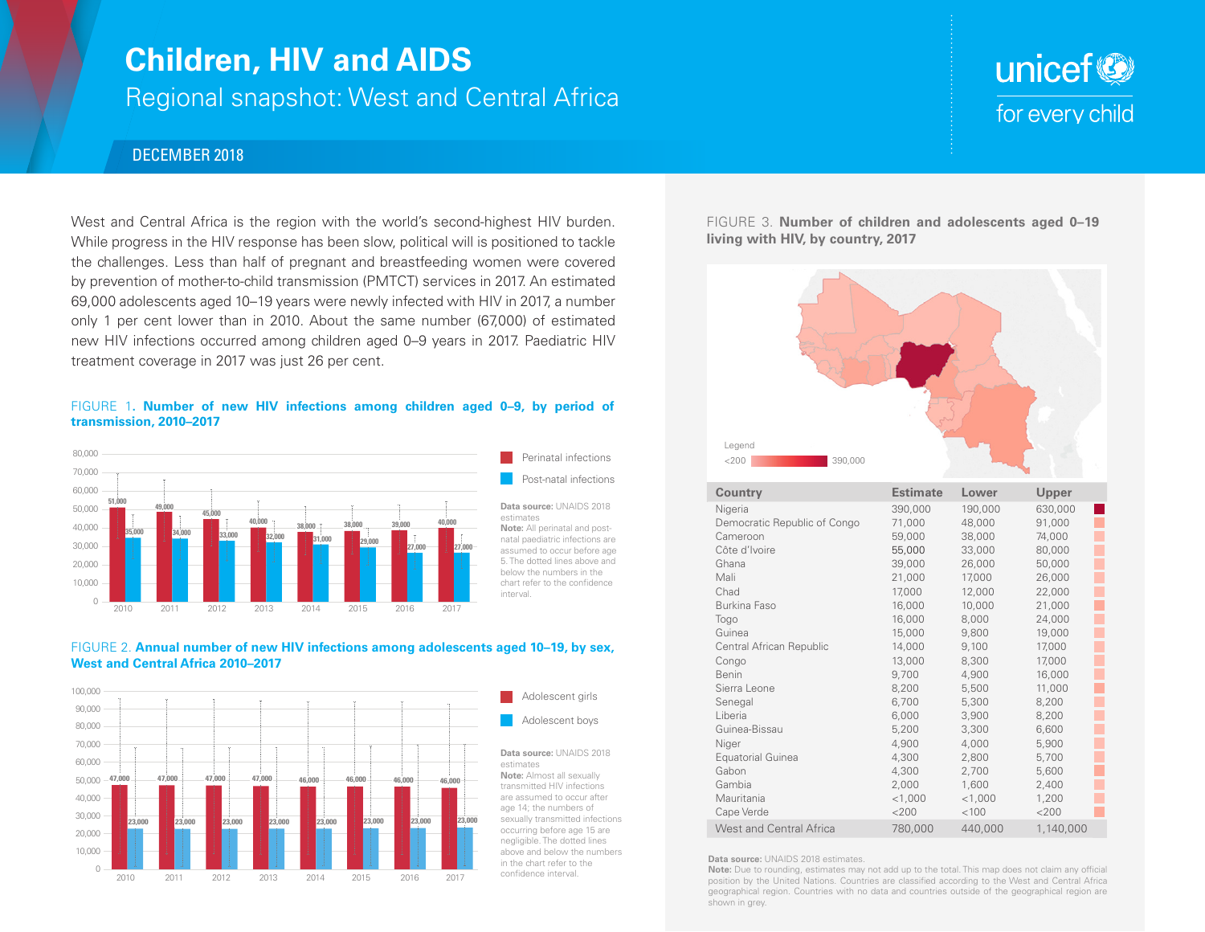# Children, HIV and AIDS

## Regional snapshot: West and Central Africa

DECEMBER 2018

West and Central Africa is the region with the world's second-highest HIV burden. While progress in the HIV response has been slow, political will is positioned to tackle the challenges. Less than half of pregnant and breastfeeding women were covered by prevention of mother-to-child transmission (PMTCT) services in 2017. An estimated 69,000 adolescents aged 10–19 years were newly infected with HIV in 2017, a number only 1 per cent lower than in 2010. About the same number (67,000) of estimated new HIV infections occurred among children aged 0–9 years in 2017. Paediatric HIV treatment coverage in 2017 was just 26 per cent.

FIGURE 1. **Number of new HIV infections among children aged 0–9, by period of transmission, 2010–2017**

| Year | Perinatal infections | Post-natal infections |
|---|---|---|
| 2010 | 51,000 | 35,000 |
| 2011 | 49,000 | 34,000 |
| 2012 | 45,000 | 33,000 |
| 2013 | 40,000 | 32,000 |
| 2014 | 38,000 | 31,000 |
| 2015 | 38,000 | 29,000 |
| 2016 | 39,000 | 27,000 |
| 2017 | 40,000 | 27,000 |

**Data source:** UNAIDS 2018 estimates
**Note:** All perinatal and post-natal paediatric infections are assumed to occur before age 5. The dotted lines above and below the numbers in the chart refer to the confidence interval.

FIGURE 2. **Annual number of new HIV infections among adolescents aged 10–19, by sex, West and Central Africa 2010–2017**

| Year | Adolescent girls | Adolescent boys |
|---|---|---|
| 2010 | 47,000 | 23,000 |
| 2011 | 47,000 | 23,000 |
| 2012 | 47,000 | 23,000 |
| 2013 | 47,000 | 23,000 |
| 2014 | 46,000 | 23,000 |
| 2015 | 46,000 | 23,000 |
| 2016 | 46,000 | 23,000 |
| 2017 | 46,000 | 23,000 |

**Data source:** UNAIDS 2018 estimates
**Note:** Almost all sexually transmitted HIV infections are assumed to occur after age 14; the numbers of sexually transmitted infections occurring before age 15 are negligible. The dotted lines above and below the numbers in the chart refer to the confidence interval.

FIGURE 3. **Number of children and adolescents aged 0–19 living with HIV, by country, 2017**

Legend: <200 – 390,000

| Country | Estimate | Lower | Upper |
|---|---|---|---|
| Nigeria | 390,000 | 190,000 | 630,000 |
| Democratic Republic of Congo | 71,000 | 48,000 | 91,000 |
| Cameroon | 59,000 | 38,000 | 74,000 |
| Côte d'Ivoire | 55,000 | 33,000 | 80,000 |
| Ghana | 39,000 | 26,000 | 50,000 |
| Mali | 21,000 | 17,000 | 26,000 |
| Chad | 17,000 | 12,000 | 22,000 |
| Burkina Faso | 16,000 | 10,000 | 21,000 |
| Togo | 16,000 | 8,000 | 24,000 |
| Guinea | 15,000 | 9,800 | 19,000 |
| Central African Republic | 14,000 | 9,100 | 17,000 |
| Congo | 13,000 | 8,300 | 17,000 |
| Benin | 9,700 | 4,900 | 16,000 |
| Sierra Leone | 8,200 | 5,500 | 11,000 |
| Senegal | 6,700 | 5,300 | 8,200 |
| Liberia | 6,000 | 3,900 | 8,200 |
| Guinea-Bissau | 5,200 | 3,300 | 6,600 |
| Niger | 4,900 | 4,000 | 5,900 |
| Equatorial Guinea | 4,300 | 2,800 | 5,700 |
| Gabon | 4,300 | 2,700 | 5,600 |
| Gambia | 2,000 | 1,600 | 2,400 |
| Mauritania | <1,000 | <1,000 | 1,200 |
| Cape Verde | <200 | <100 | <200 |
| West and Central Africa | 780,000 | 440,000 | 1,140,000 |

**Data source:** UNAIDS 2018 estimates.
**Note:** Due to rounding, estimates may not add up to the total. This map does not claim any official position by the United Nations. Countries are classified according to the West and Central Africa geographical region. Countries with no data and countries outside of the geographical region are shown in grey.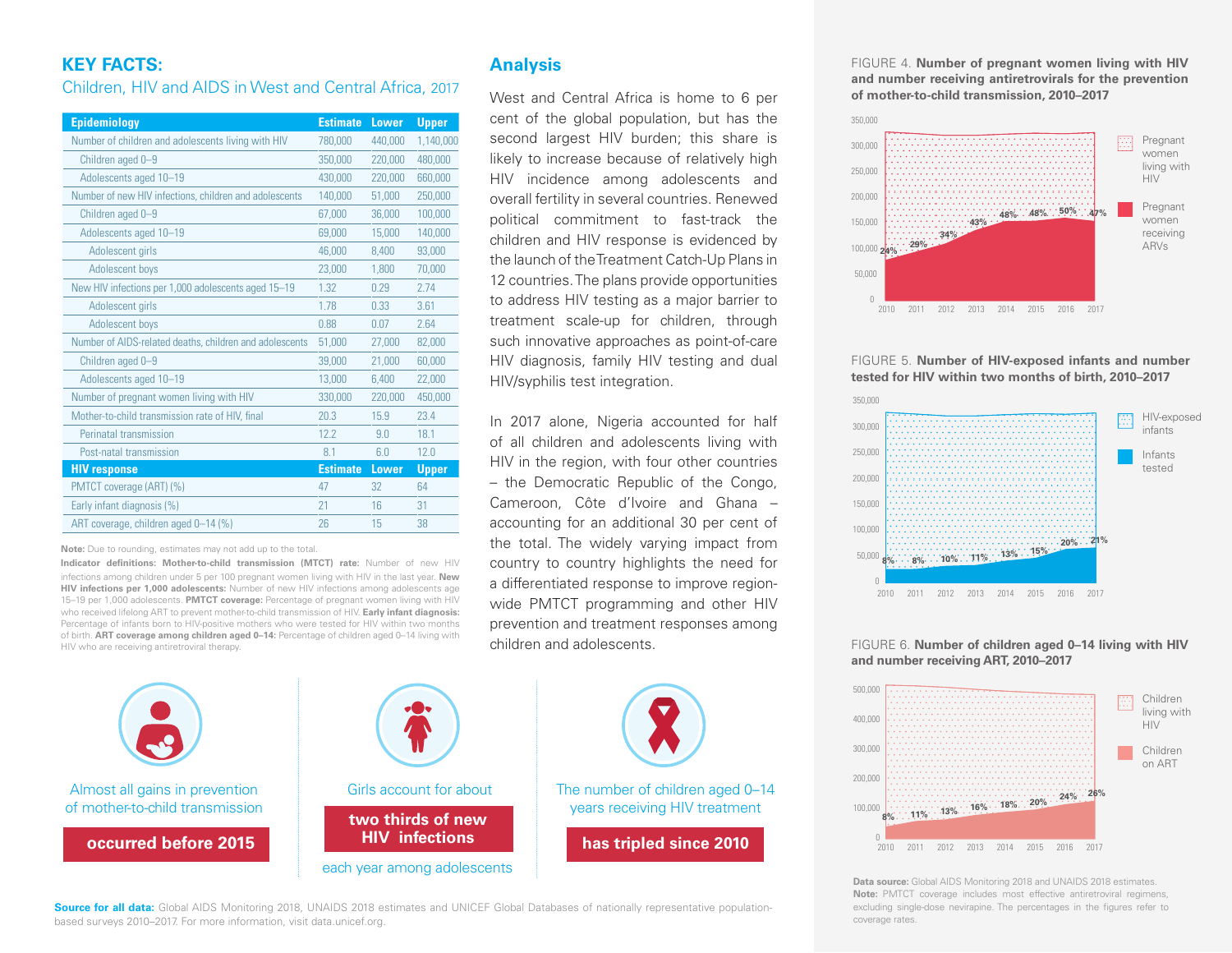## KEY FACTS:

Children, HIV and AIDS in West and Central Africa, 2017

| Epidemiology | Estimate | Lower | Upper |
|---|---|---|---|
| Number of children and adolescents living with HIV | 780,000 | 440,000 | 1,140,000 |
| Children aged 0–9 | 350,000 | 220,000 | 480,000 |
| Adolescents aged 10–19 | 430,000 | 220,000 | 660,000 |
| Number of new HIV infections, children and adolescents | 140,000 | 51,000 | 250,000 |
| Children aged 0–9 | 67,000 | 36,000 | 100,000 |
| Adolescents aged 10–19 | 69,000 | 15,000 | 140,000 |
| Adolescent girls | 46,000 | 8,400 | 93,000 |
| Adolescent boys | 23,000 | 1,800 | 70,000 |
| New HIV infections per 1,000 adolescents aged 15–19 | 1.32 | 0.29 | 2.74 |
| Adolescent girls | 1.78 | 0.33 | 3.61 |
| Adolescent boys | 0.88 | 0.07 | 2.64 |
| Number of AIDS-related deaths, children and adolescents | 51,000 | 27,000 | 82,000 |
| Children aged 0–9 | 39,000 | 21,000 | 60,000 |
| Adolescents aged 10–19 | 13,000 | 6,400 | 22,000 |
| Number of pregnant women living with HIV | 330,000 | 220,000 | 450,000 |
| Mother-to-child transmission rate of HIV, final | 20.3 | 15.9 | 23.4 |
| Perinatal transmission | 12.2 | 9.0 | 18.1 |
| Post-natal transmission | 8.1 | 6.0 | 12.0 |
| **HIV response** | **Estimate** | **Lower** | **Upper** |
| PMTCT coverage (ART) (%) | 47 | 32 | 64 |
| Early infant diagnosis (%) | 21 | 16 | 31 |
| ART coverage, children aged 0–14 (%) | 26 | 15 | 38 |

**Note:** Due to rounding, estimates may not add up to the total.

**Indicator definitions: Mother-to-child transmission (MTCT) rate:** Number of new HIV infections among children under 5 per 100 pregnant women living with HIV in the last year. **New HIV infections per 1,000 adolescents:** Number of new HIV infections among adolescents age 15–19 per 1,000 adolescents. **PMTCT coverage:** Percentage of pregnant women living with HIV who received lifelong ART to prevent mother-to-child transmission of HIV. **Early infant diagnosis:** Percentage of infants born to HIV-positive mothers who were tested for HIV within two months of birth. **ART coverage among children aged 0–14:** Percentage of children aged 0–14 living with HIV who are receiving antiretroviral therapy.

## Analysis

West and Central Africa is home to 6 per cent of the global population, but has the second largest HIV burden; this share is likely to increase because of relatively high HIV incidence among adolescents and overall fertility in several countries. Renewed political commitment to fast-track the children and HIV response is evidenced by the launch of the Treatment Catch-Up Plans in 12 countries. The plans provide opportunities to address HIV testing as a major barrier to treatment scale-up for children, through such innovative approaches as point-of-care HIV diagnosis, family HIV testing and dual HIV/syphilis test integration.

In 2017 alone, Nigeria accounted for half of all children and adolescents living with HIV in the region, with four other countries – the Democratic Republic of the Congo, Cameroon, Côte d'Ivoire and Ghana – accounting for an additional 30 per cent of the total. The widely varying impact from country to country highlights the need for a differentiated response to improve region-wide PMTCT programming and other HIV prevention and treatment responses among children and adolescents.

FIGURE 4. **Number of pregnant women living with HIV and number receiving antiretrovirals for the prevention of mother-to-child transmission, 2010–2017**

350,000
300,000
250,000
200,000
150,000
100,000
50,000
0

24% 29% 34% 43% 48% 48% 50% 47%

2010 2011 2012 2013 2014 2015 2016 2017

Pregnant women living with HIV
Pregnant women receiving ARVs

FIGURE 5. **Number of HIV-exposed infants and number tested for HIV within two months of birth, 2010–2017**

350,000
300,000
250,000
200,000
150,000
100,000
50,000
0

8% 8% 10% 11% 13% 15% 20% 21%

2010 2011 2012 2013 2014 2015 2016 2017

HIV-exposed infants
Infants tested

FIGURE 6. **Number of children aged 0–14 living with HIV and number receiving ART, 2010–2017**

500,000
400,000
300,000
200,000
100,000
0

8% 11% 13% 16% 18% 20% 24% 26%

2010 2011 2012 2013 2014 2015 2016 2017

Children living with HIV
Children on ART

**Data source:** Global AIDS Monitoring 2018 and UNAIDS 2018 estimates.
**Note:** PMTCT coverage includes most effective antiretroviral regimens, excluding single-dose nevirapine. The percentages in the figures refer to coverage rates.

Almost all gains in prevention of mother-to-child transmission **occurred before 2015**

Girls account for about **two thirds of new HIV infections** each year among adolescents

The number of children aged 0–14 years receiving HIV treatment **has tripled since 2010**

**Source for all data:** Global AIDS Monitoring 2018, UNAIDS 2018 estimates and UNICEF Global Databases of nationally representative population-based surveys 2010–2017. For more information, visit data.unicef.org.